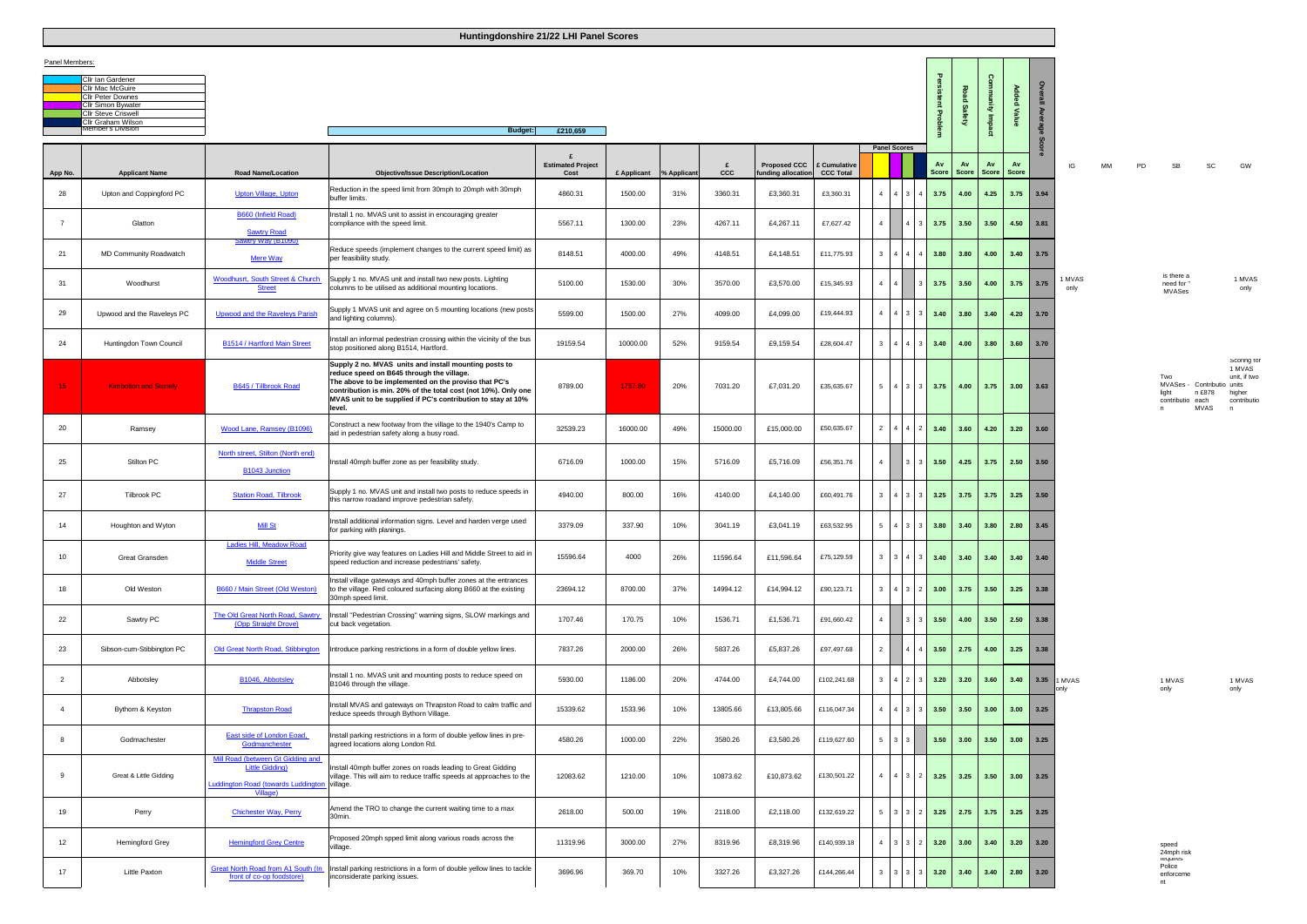# Huntingdonshire 21/22 LHI Panel Scores

Panel Members:

- Cllr Ian Gardener
- Cllr Mac McGuire
- Cllr Peter Downes
- Cllr Simon Bywater
- Cllr Steve Criswell
- Cllr Graham Wilson
- Member's Division

Budget: £210,659

| App No. | Applicant Name | Road Name/Location | Objective/Issue Description/Location | £ Estimated Project Cost | £ Applicant | % Applicant | £ CCC | Proposed CCC funding allocation | £ Cumulative CCC Total | Panel Scores | | | | Persistent Problem Av Score | Road Safety Av Score | Community Impact Av Score | Added Value Av Score | Overall Average Score | IG | MM | PD | SB | SC | GW |
|---|---|---|---|---|---|---|---|---|---|---|---|---|---|---|---|---|---|---|---|---|---|---|---|---|
| 28 | Upton and Coppingford PC | Upton Village, Upton | Reduction in the speed limit from 30mph to 20mph with 30mph buffer limits. | 4860.31 | 1500.00 | 31% | 3360.31 | £3,360.31 | £3,360.31 | 4 | 4 | 3 | 4 | 3.75 | 4.00 | 4.25 | 3.75 | 3.94 | | | | | | |
| 7 | Glatton | B660 (Infield Road) Sawtry Road | Install 1 no. MVAS unit to assist in encouraging greater compliance with the speed limit. | 5567.11 | 1300.00 | 23% | 4267.11 | £4,267.11 | £7,627.42 | 4 | | 4 | 3 | 3.75 | 3.50 | 3.50 | 4.50 | 3.81 | | | | | | |
| 21 | MD Community Roadwatch | Sawtry Way (B1090) Mere Way | Reduce speeds (implement changes to the current speed limit) as per feasibility study. | 8148.51 | 4000.00 | 49% | 4148.51 | £4,148.51 | £11,775.93 | 3 | 4 | 4 | 4 | 3.80 | 3.80 | 4.00 | 3.40 | 3.75 | | | | | | |
| 31 | Woodhurst | Woodhusrt, South Street & Church Street | Supply 1 no. MVAS unit and install two new posts. Lighting columns to be utilised as additional mounting locations. | 5100.00 | 1530.00 | 30% | 3570.00 | £3,570.00 | £15,345.93 | 4 | 4 | | 3 | 3.75 | 3.50 | 4.00 | 3.75 | 3.75 | 1 MVAS only | | | is there a need for " MVASes | | 1 MVAS only |
| 29 | Upwood and the Raveleys PC | Upwood and the Raveleys Parish | Supply 1 MVAS unit and agree on 5 mounting locations (new posts and lighting columns). | 5599.00 | 1500.00 | 27% | 4099.00 | £4,099.00 | £19,444.93 | 4 | 4 | 3 | 3 | 3.40 | 3.80 | 3.40 | 4.20 | 3.70 | | | | | | |
| 24 | Huntingdon Town Council | B1514 / Hartford Main Street | Install an informal pedestrian crossing within the vicinity of the bus stop positioned along B1514, Hartford. | 19159.54 | 10000.00 | 52% | 9159.54 | £9,159.54 | £28,604.47 | 3 | 4 | 4 | 3 | 3.40 | 4.00 | 3.80 | 3.60 | 3.70 | | | | | | |
| 15 | Kimbolton and Stonely | B645 / Tillbrook Road | **Supply 2 no. MVAS units and install mounting posts to reduce speed on B645 through the village. The above to be implemented on the proviso that PC's contribution is min. 20% of the total cost (not 10%). Only one MVAS unit to be supplied if PC's contribution is to stay at 10% level.** | 8789.00 | 1757.20 | 20% | 7031.20 | £7,031.20 | £35,635.67 | 5 | 4 | 3 | 3 | 3.75 | 4.00 | 3.75 | 3.00 | 3.63 | | | | Two MVASes - light contributio n | Contributio n £878 each MVAS | Scoring for 1 MVAS unit, if two units higher contributio n |
| 20 | Ramsey | Wood Lane, Ramsey (B1096) | Construct a new footway from the village to the 1940's Camp to aid in pedestrian safety along a busy road. | 32539.23 | 16000.00 | 49% | 15000.00 | £15,000.00 | £50,635.67 | 2 | 4 | 4 | 2 | 3.40 | 3.60 | 4.20 | 3.20 | 3.60 | | | | | | |
| 25 | Stilton PC | North street, Stilton (North end) B1043 Junction | Install 40mph buffer zone as per feasibility study. | 6716.09 | 1000.00 | 15% | 5716.09 | £5,716.09 | £56,351.76 | 4 | | 3 | 3 | 3.50 | 4.25 | 3.75 | 2.50 | 3.50 | | | | | | |
| 27 | Tilbrook PC | Station Road, Tilbrook | Supply 1 no. MVAS unit and install two posts to reduce speeds in this narrow roadand improve pedestrian safety. | 4940.00 | 800.00 | 16% | 4140.00 | £4,140.00 | £60,491.76 | 3 | 4 | 3 | 3 | 3.25 | 3.75 | 3.75 | 3.25 | 3.50 | | | | | | |
| 14 | Houghton and Wyton | Mill St | Install additional information signs. Level and harden verge used for parking with planings. | 3379.09 | 337.90 | 10% | 3041.19 | £3,041.19 | £63,532.95 | 5 | 4 | 3 | 3 | 3.80 | 3.40 | 3.80 | 2.80 | 3.45 | | | | | | |
| 10 | Great Gransden | Ladies Hill, Meadow Road Middle Street | Priority give way features on Ladies Hill and Middle Street to aid in speed reduction and increase pedestrians' safety. | 15596.64 | 4000 | 26% | 11596.64 | £11,596.64 | £75,129.59 | 3 | 3 | 4 | 3 | 3.40 | 3.40 | 3.40 | 3.40 | 3.40 | | | | | | |
| 18 | Old Weston | B660 / Main Street (Old Weston) | Install village gateways and 40mph buffer zones at the entrances to the village. Red coloured surfacing along B660 at the existing 30mph speed limit. | 23694.12 | 8700.00 | 37% | 14994.12 | £14,994.12 | £90,123.71 | 3 | 4 | 3 | 2 | 3.00 | 3.75 | 3.50 | 3.25 | 3.38 | | | | | | |
| 22 | Sawtry PC | The Old Great North Road, Sawtry (Opp Straight Drove) | Install "Pedestrian Crossing" warning signs, SLOW markings and cut back vegetation. | 1707.46 | 170.75 | 10% | 1536.71 | £1,536.71 | £91,660.42 | 4 | | 3 | 3 | 3.50 | 4.00 | 3.50 | 2.50 | 3.38 | | | | | | |
| 23 | Sibson-cum-Stibbington PC | Old Great North Road, Stibbington | Introduce parking restrictions in a form of double yellow lines. | 7837.26 | 2000.00 | 26% | 5837.26 | £5,837.26 | £97,497.68 | 2 | | 4 | 4 | 3.50 | 2.75 | 4.00 | 3.25 | 3.38 | | | | | | |
| 2 | Abbotsley | B1046, Abbotsley | Install 1 no. MVAS unit and mounting posts to reduce speed on B1046 through the village. | 5930.00 | 1186.00 | 20% | 4744.00 | £4,744.00 | £102,241.68 | 3 | 4 | 2 | 3 | 3.20 | 3.20 | 3.60 | 3.40 | 3.35 | 1 MVAS only | | | 1 MVAS only | | 1 MVAS only |
| 4 | Bythorn & Keyston | Thrapston Road | Install MVAS and gateways on Thrapston Road to calm traffic and reduce speeds through Bythorn Village. | 15339.62 | 1533.96 | 10% | 13805.66 | £13,805.66 | £116,047.34 | 4 | 4 | 3 | 3 | 3.50 | 3.50 | 3.00 | 3.00 | 3.25 | | | | | | |
| 8 | Godmachester | East side of London Eoad, Godmanchester | Install parking restrictions in a form of double yellow lines in pre-agreed locations along London Rd. | 4580.26 | 1000.00 | 22% | 3580.26 | £3,580.26 | £119,627.60 | 5 | 3 | 3 | | 3.50 | 3.00 | 3.50 | 3.00 | 3.25 | | | | | | |
| 9 | Great & Little Gidding | Mill Road (between Gt Gidding and Little Gidding) Luddington Road (towards Luddington Village) | Install 40mph buffer zones on roads leading to Great Gidding village. This will aim to reduce traffic speeds at approaches to the village. | 12083.62 | 1210.00 | 10% | 10873.62 | £10,873.62 | £130,501.22 | 4 | 4 | 3 | 2 | 3.25 | 3.25 | 3.50 | 3.00 | 3.25 | | | | | | |
| 19 | Perry | Chichester Way, Perry | Amend the TRO to change the current waiting time to a max 30min. | 2618.00 | 500.00 | 19% | 2118.00 | £2,118.00 | £132,619.22 | 5 | 3 | 3 | 2 | 3.25 | 2.75 | 3.75 | 3.25 | 3.25 | | | | | | |
| 12 | Hemingford Grey | Hemingford Grey Centre | Proposed 20mph spped limit along various roads across the village. | 11319.96 | 3000.00 | 27% | 8319.96 | £8,319.96 | £140,939.18 | 4 | 3 | 3 | 2 | 3.20 | 3.00 | 3.40 | 3.20 | 3.20 | | | | speed 24mph risk | | |
| 17 | Little Paxton | Great North Road from A1 South (In front of co-op foodstore) | Install parking restrictions in a form of double yellow lines to tackle inconsiderate parking issues. | 3696.96 | 369.70 | 10% | 3327.26 | £3,327.26 | £144,266.44 | 3 | 3 | 3 | 3 | 3.20 | 3.40 | 3.40 | 2.80 | 3.20 | | | | requires Police enforceme nt | | |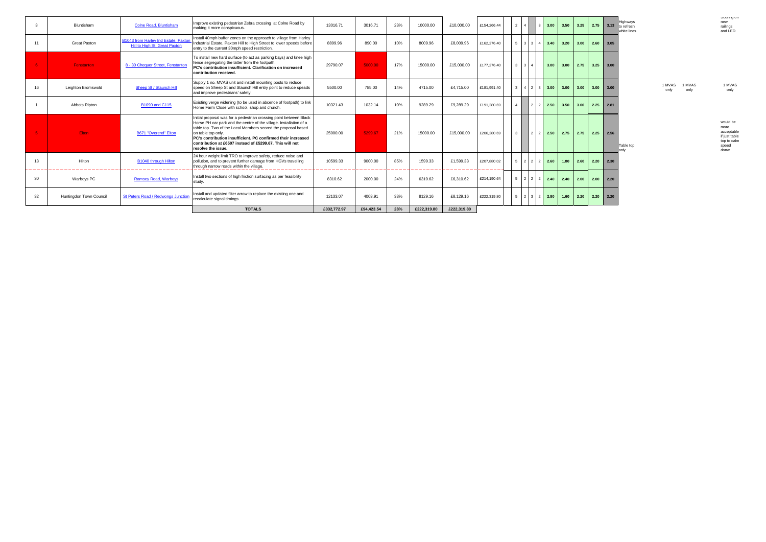| | | | | | | | | | | | | | | | | | | | | | | | | |
|---|---|---|---|---|---|---|---|---|---|---|---|---|---|---|---|---|---|---|---|---|---|---|---|---|
| 3 | Bluntisham | Colne Road, Bluntisham | Improve existing pedestrian Zebra crossing at Colne Road by making it more conspicuous. | 13016.71 | 3016.71 | 23% | 10000.00 | £10,000.00 | £154,266.44 | | 2 | 4 | | 3 | 3.00 | 3.50 | 3.25 | 2.75 | 3.13 | Highways to refresh white lines | | | scoring on new railings and LED |
| 11 | Great Paxton | B1043 from Harley Ind Estate, Paxton Hill to High St, Great Paxton | Install 40mph buffer zones on the approach to village from Harley Industrial Estate, Paxton Hill to High Street to lower speeds before entry to the current 30mph speed restriction. | 8899.96 | 890.00 | 10% | 8009.96 | £8,009.96 | £162,276.40 | | 5 | 3 | 3 | 4 | 3.40 | 3.20 | 3.00 | 2.60 | 3.05 | | | | |
| 6 | Fenstanton | 8 - 30 Chequer Street, Fenstanton | To install new hard surface (to act as parking bays) and knee high fence segregating the latter from the footpath. **PC's contribution insufficient. Clarification on increased contribution received.** | 29790.07 | 5000.00 | 17% | 15000.00 | £15,000.00 | £177,276.40 | | 3 | 3 | 4 | | 3.00 | 3.00 | 2.75 | 3.25 | 3.00 | | | | |
| 16 | Leighton Bromswold | Sheep St / Staunch Hill | Supply 1 no. MVAS unit and install mounting posts to reduce speed on Sheep St and Staunch Hill entry point to reduce speads and improve pedestrians' safety. | 5500.00 | 785.00 | 14% | 4715.00 | £4,715.00 | £181,991.40 | | 3 | 4 | 2 | 3 | 3.00 | 3.00 | 3.00 | 3.00 | 3.00 | | 1 MVAS only | 1 MVAS only | 1 MVAS only |
| 1 | Abbots Ripton | B1090 and C115 | Existing verge widening (to be used in abcence of footpath) to link Home Farm Close with school, shop and church. | 10321.43 | 1032.14 | 10% | 9289.29 | £9,289.29 | £191,280.69 | | 4 | | 2 | 2 | 2.50 | 3.50 | 3.00 | 2.25 | 2.81 | | | | |
| 5 | Elton | B671 "Overend" Elton | Initial proposal was for a pedestrian crossing point between Black Horse PH car park and the centre of the village. Installation of a table top. Two of the Local Members scored the proposal based on table top only. **PC's contribution insufficient. PC confirmed their increased contribution at £6507 instead of £5299.67. This will not resolve the issue.** | 25000.00 | 5299.67 | 21% | 15000.00 | £15,000.00 | £206,280.69 | | 3 | | 2 | 2 | 2.50 | 2.75 | 2.75 | 2.25 | 2.56 | Table top only | | | would be more acceptable if just table top to calm speed donw |
| 13 | Hilton | B1040 through Hilton | 24 hour weight limit TRO to improve safety, reduce noise and pollution, and to prevent further damage from HGVs travelling through narrow roads within the village. | 10599.33 | 9000.00 | 85% | 1599.33 | £1,599.33 | £207,880.02 | | 5 | 2 | 2 | 2 | 2.60 | 1.80 | 2.60 | 2.20 | 2.30 | | | | |
| 30 | Warboys PC | Ramsey Road, Warboys | Install two sections of high friction surfacing as per feasibility study. | 8310.62 | 2000.00 | 24% | 6310.62 | £6,310.62 | £214,190.64 | | 5 | 2 | 2 | 2 | 2.40 | 2.40 | 2.00 | 2.00 | 2.20 | | | | |
| 32 | Huntingdon Town Council | St Peters Road / Redwongs Junction | Install and updated filter arrow to replace the existing one and recalculate signal timings. | 12133.07 | 4003.91 | 33% | 8129.16 | £8,129.16 | £222,319.80 | | 5 | 2 | 3 | 2 | 2.80 | 1.60 | 2.20 | 2.20 | 2.20 | | | | |
| | | | **TOTALS** | **£332,772.97** | **£94,423.54** | **28%** | **£222,319.80** | **£222,319.80** | | | | | | | | | | | | | | | |